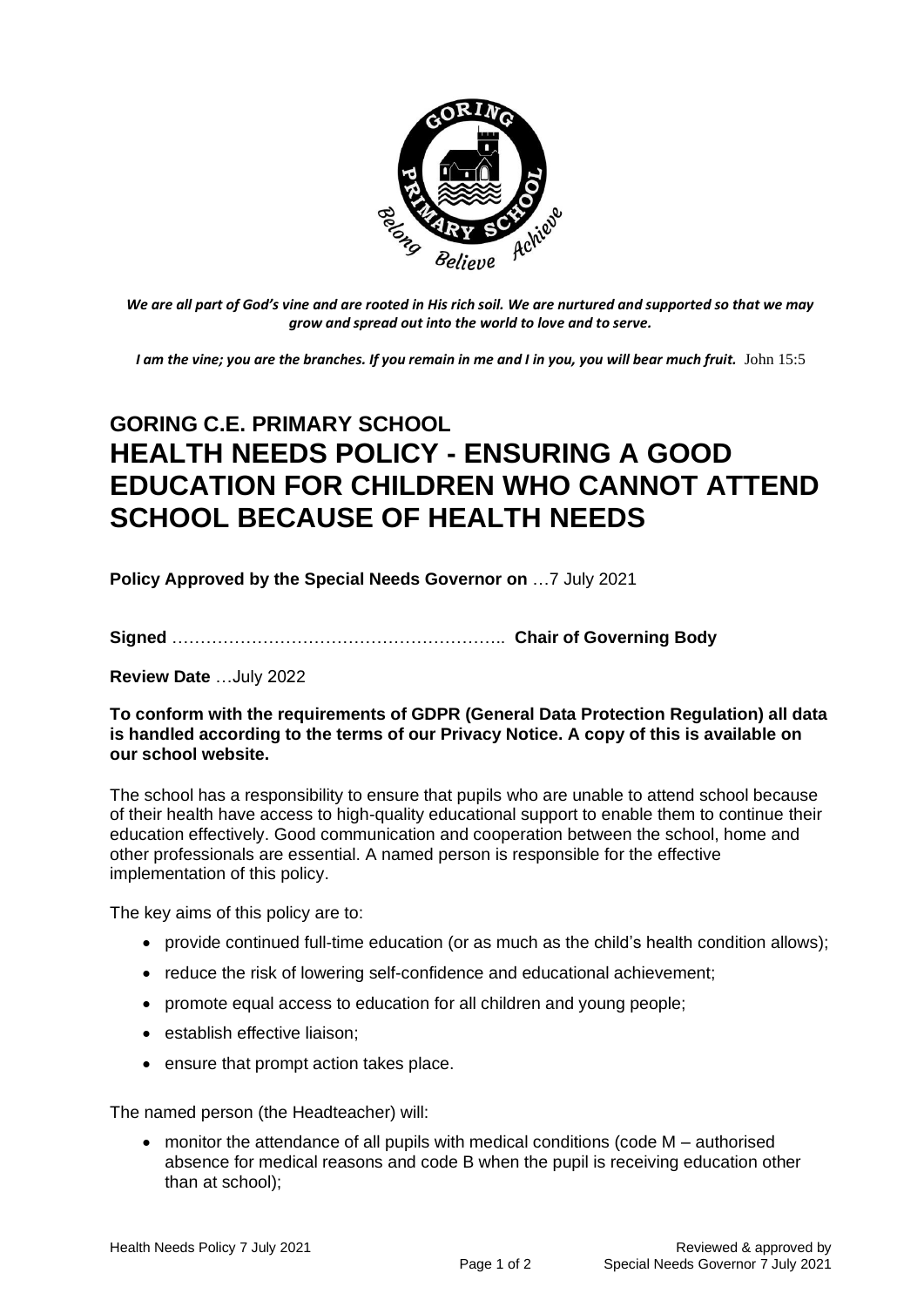*We are all part of God's vine and are rooted in His rich soil. We are nurtured and supported so that we may grow and spread out into the world to love and to serve.*

***I am the vine; you are the branches. If you remain in me and I in you, you will bear much fruit.*** John 15:5

# GORING C.E. PRIMARY SCHOOL
# HEALTH NEEDS POLICY - ENSURING A GOOD EDUCATION FOR CHILDREN WHO CANNOT ATTEND SCHOOL BECAUSE OF HEALTH NEEDS

**Policy Approved by the Special Needs Governor on** …7 July 2021

**Signed** ………………………………………………….. **Chair of Governing Body**

**Review Date** …July 2022

**To conform with the requirements of GDPR (General Data Protection Regulation) all data is handled according to the terms of our Privacy Notice. A copy of this is available on our school website.**

The school has a responsibility to ensure that pupils who are unable to attend school because of their health have access to high-quality educational support to enable them to continue their education effectively. Good communication and cooperation between the school, home and other professionals are essential. A named person is responsible for the effective implementation of this policy.

The key aims of this policy are to:

- provide continued full-time education (or as much as the child's health condition allows);
- reduce the risk of lowering self-confidence and educational achievement;
- promote equal access to education for all children and young people;
- establish effective liaison;
- ensure that prompt action takes place.

The named person (the Headteacher) will:

- monitor the attendance of all pupils with medical conditions (code M – authorised absence for medical reasons and code B when the pupil is receiving education other than at school);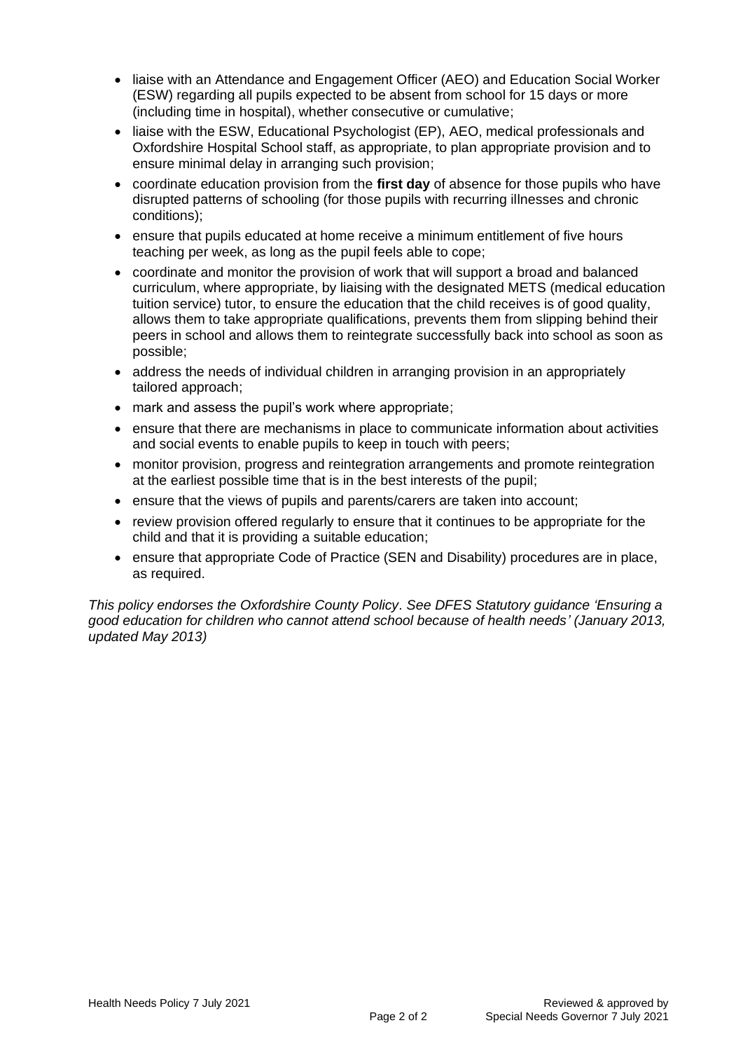- liaise with an Attendance and Engagement Officer (AEO) and Education Social Worker (ESW) regarding all pupils expected to be absent from school for 15 days or more (including time in hospital), whether consecutive or cumulative;
- liaise with the ESW, Educational Psychologist (EP), AEO, medical professionals and Oxfordshire Hospital School staff, as appropriate, to plan appropriate provision and to ensure minimal delay in arranging such provision;
- coordinate education provision from the **first day** of absence for those pupils who have disrupted patterns of schooling (for those pupils with recurring illnesses and chronic conditions);
- ensure that pupils educated at home receive a minimum entitlement of five hours teaching per week, as long as the pupil feels able to cope;
- coordinate and monitor the provision of work that will support a broad and balanced curriculum, where appropriate, by liaising with the designated METS (medical education tuition service) tutor, to ensure the education that the child receives is of good quality, allows them to take appropriate qualifications, prevents them from slipping behind their peers in school and allows them to reintegrate successfully back into school as soon as possible;
- address the needs of individual children in arranging provision in an appropriately tailored approach;
- mark and assess the pupil's work where appropriate;
- ensure that there are mechanisms in place to communicate information about activities and social events to enable pupils to keep in touch with peers;
- monitor provision, progress and reintegration arrangements and promote reintegration at the earliest possible time that is in the best interests of the pupil;
- ensure that the views of pupils and parents/carers are taken into account;
- review provision offered regularly to ensure that it continues to be appropriate for the child and that it is providing a suitable education;
- ensure that appropriate Code of Practice (SEN and Disability) procedures are in place, as required.

*This policy endorses the Oxfordshire County Policy. See DFES Statutory guidance 'Ensuring a good education for children who cannot attend school because of health needs' (January 2013, updated May 2013)*